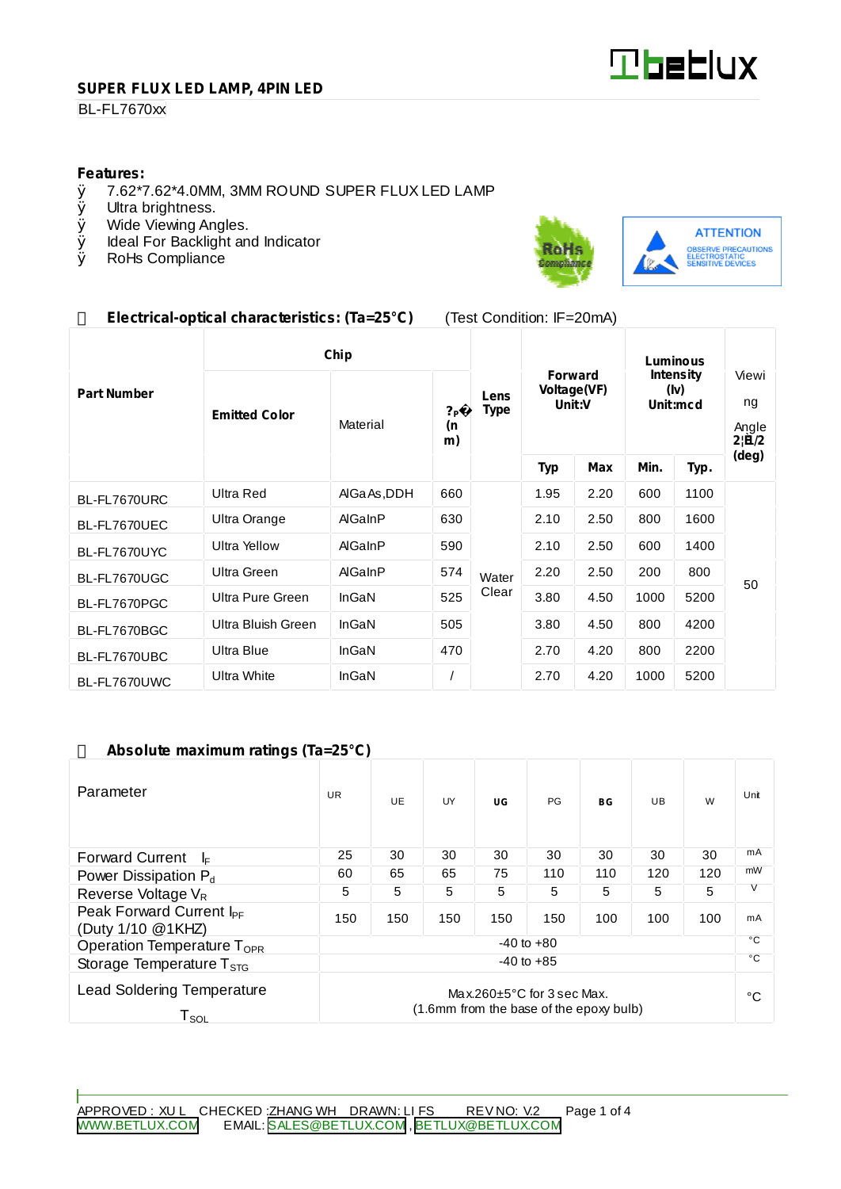**SUPER FLUX LED LAMP, 4PIN LED**

BL-FL7670xx

**Features:**

- 7.62*7.62*4.0MM, 3MM ROUND SUPER FLUX LED LAMP
- Ultra brightness.
- Wide Viewing Angles.
- Ideal For Backlight and Indicator
- RoHs Compliance

## Electrical-optical characteristics: (Ta=25°C) (Test Condition: IF=20mA)

| Part Number | Chip | | | Lens Type | Forward Voltage(VF) Unit:V | | Luminous Intensity (Iv) Unit:mcd | | Viewing Angle 2θ1/2 (deg) |
|---|---|---|---|---|---|---|---|---|---|
| | Emitted Color | Material | λP (nm) | | Typ | Max | Min. | Typ. | |
| BL-FL7670URC | Ultra Red | AlGaAs,DDH | 660 | Water Clear | 1.95 | 2.20 | 600 | 1100 | 50 |
| BL-FL7670UEC | Ultra Orange | AlGaInP | 630 | | 2.10 | 2.50 | 800 | 1600 | |
| BL-FL7670UYC | Ultra Yellow | AlGaInP | 590 | | 2.10 | 2.50 | 600 | 1400 | |
| BL-FL7670UGC | Ultra Green | AlGaInP | 574 | | 2.20 | 2.50 | 200 | 800 | |
| BL-FL7670PGC | Ultra Pure Green | InGaN | 525 | | 3.80 | 4.50 | 1000 | 5200 | |
| BL-FL7670BGC | Ultra Bluish Green | InGaN | 505 | | 3.80 | 4.50 | 800 | 4200 | |
| BL-FL7670UBC | Ultra Blue | InGaN | 470 | | 2.70 | 4.20 | 800 | 2200 | |
| BL-FL7670UWC | Ultra White | InGaN | / | | 2.70 | 4.20 | 1000 | 5200 | |

## Absolute maximum ratings (Ta=25°C)

| Parameter | UR | UE | UY | UG | PG | BG | UB | W | Unit |
|---|---|---|---|---|---|---|---|---|---|
| Forward Current $I_F$ | 25 | 30 | 30 | 30 | 30 | 30 | 30 | 30 | mA |
| Power Dissipation $P_d$ | 60 | 65 | 65 | 75 | 110 | 110 | 120 | 120 | mW |
| Reverse Voltage $V_R$ | 5 | 5 | 5 | 5 | 5 | 5 | 5 | 5 | V |
| Peak Forward Current $I_{PF}$ (Duty 1/10 @1KHZ) | 150 | 150 | 150 | 150 | 150 | 100 | 100 | 100 | mA |
| Operation Temperature $T_{OPR}$ | -40 to +80 | | | | | | | | °C |
| Storage Temperature $T_{STG}$ | -40 to +85 | | | | | | | | °C |
| Lead Soldering Temperature $T_{SOL}$ | Max.260±5°C for 3 sec Max. (1.6mm from the base of the epoxy bulb) | | | | | | | | °C |

APPROVED : XU L CHECKED :ZHANG WH DRAWN: LI FS REV NO: V.2

WWW.BETLUX.COM EMAIL: SALES@BETLUX.COM , BETLUX@BETLUX.COM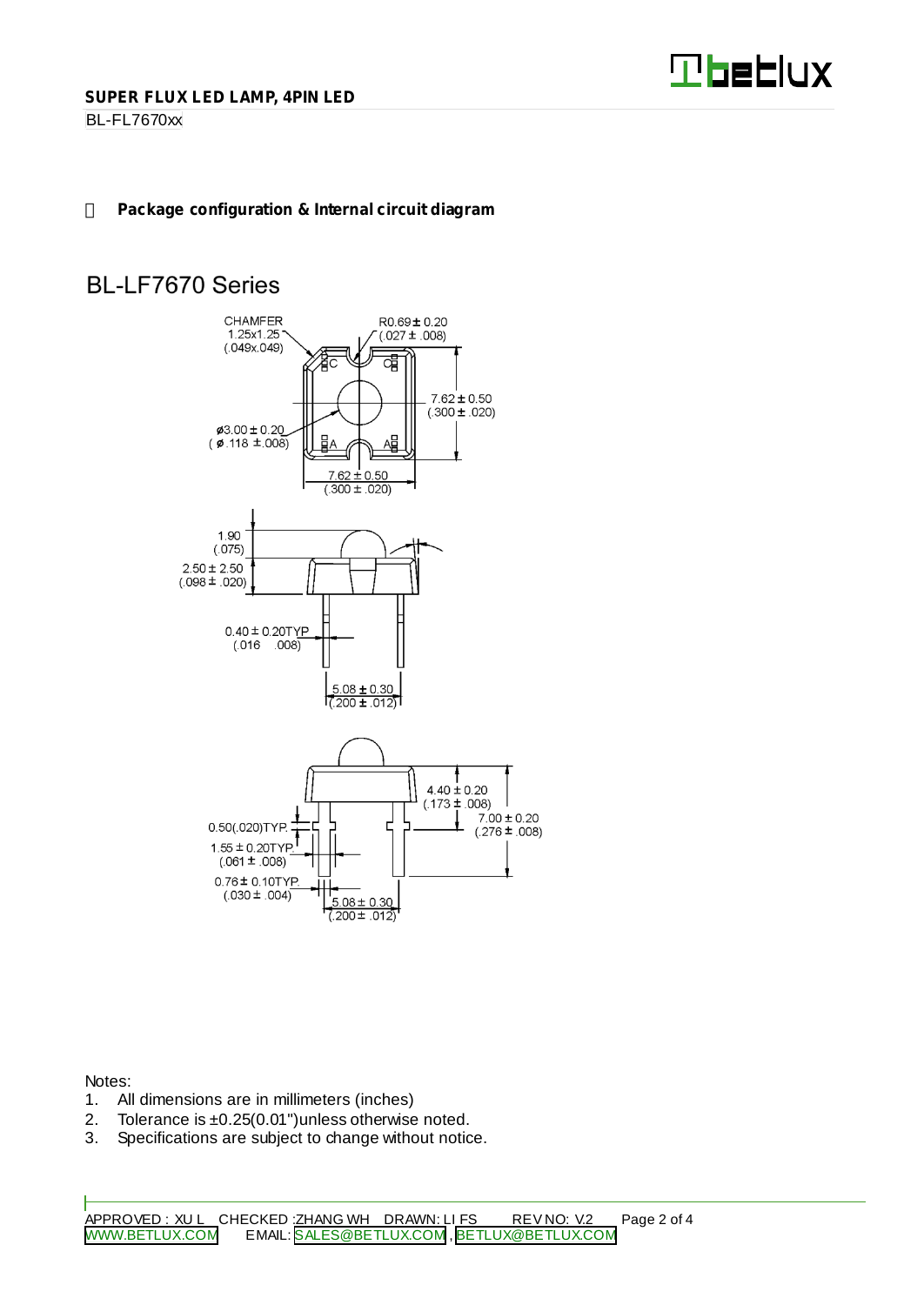## Package configuration & Internal circuit diagram

# BL-LF7670 Series

CHAMFER 1.25x1.25 (.049x.049)

R0.69 ± 0.20 (.027 ± .008)

7.62 ± 0.50 (.300 ± .020)

ø3.00 ± 0.20 (ø.118 ± .008)

C C A A

7.62 ± 0.50 (.300 ± .020)

1.90 (.075)

2.50 ± 2.50 (.098 ± .020)

0.40 ± 0.20TYP (.016 .008)

5.08 ± 0.30 (.200 ± .012)

4.40 ± 0.20 (.173 ± .008)

7.00 ± 0.20 (.276 ± .008)

0.50(.020)TYP.

1.55 ± 0.20TYP. (.061 ± .008)

0.76 ± 0.10TYP. (.030 ± .004)

5.08 ± 0.30 (.200 ± .012)

Notes:

1. All dimensions are in millimeters (inches)
2. Tolerance is ±0.25(0.01")unless otherwise noted.
3. Specifications are subject to change without notice.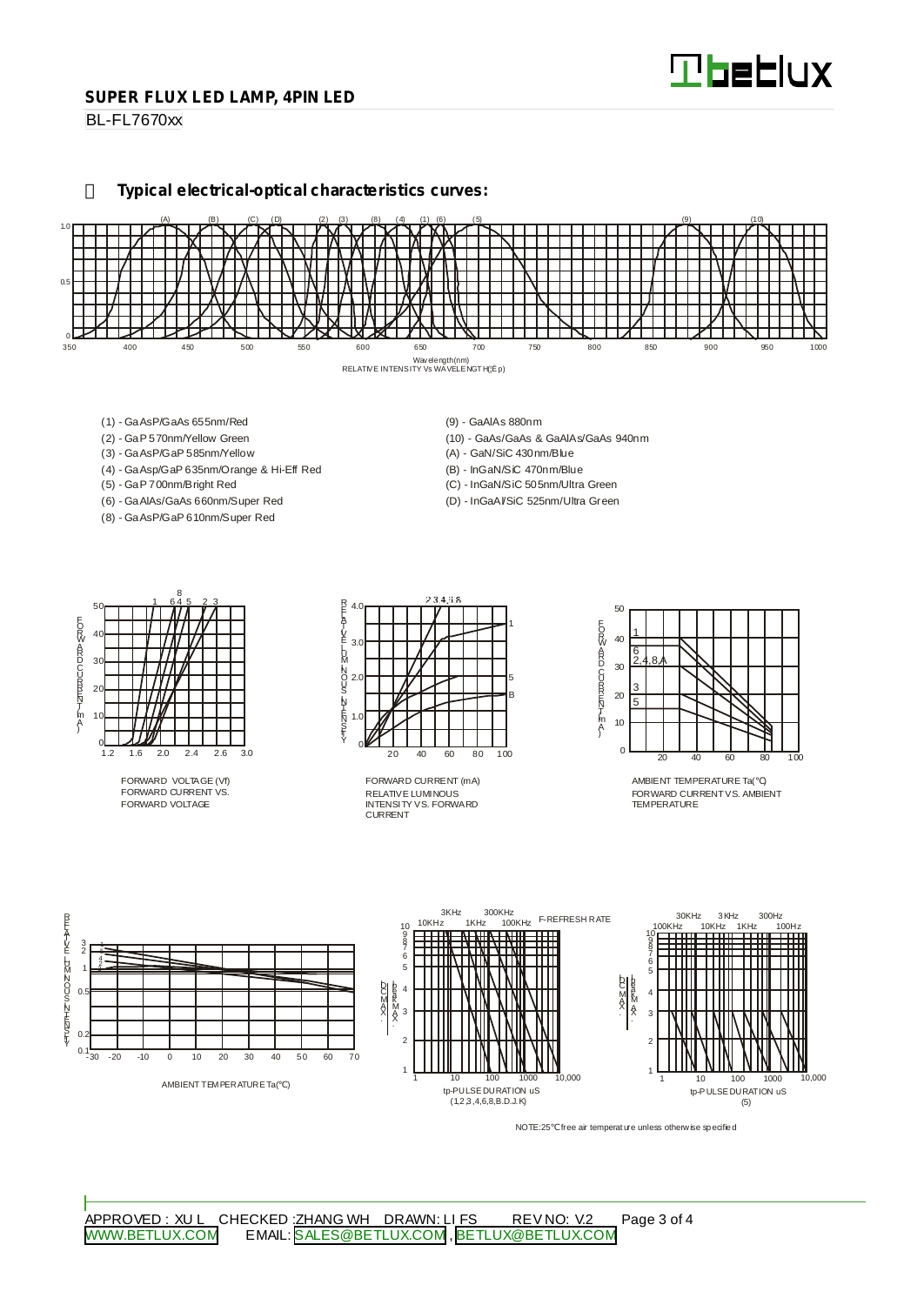## Typical electrical-optical characteristics curves:

Wavelength(nm)
RELATIVE INTENSITY Vs WAVELENGTH(λp)

- (1) - GaAsP/GaAs 655nm/Red
- (2) - GaP 570nm/Yellow Green
- (3) - GaAsP/GaP 585nm/Yellow
- (4) - GaAsp/GaP 635nm/Orange & Hi-Eff Red
- (5) - GaP 700nm/Bright Red
- (6) - GaAlAs/GaAs 660nm/Super Red
- (8) - GaAsP/GaP 610nm/Super Red
- (9) - GaAlAs 880nm
- (10) - GaAs/GaAs & GaAlAs/GaAs 940nm
- (A) - GaN/SiC 430nm/Blue
- (B) - InGaN/SiC 470nm/Blue
- (C) - InGaN/SiC 505nm/Ultra Green
- (D) - InGaAl/SiC 525nm/Ultra Green

FORWARD VOLTAGE (Vf)
FORWARD CURRENT VS. FORWARD VOLTAGE

FORWARD CURRENT (mA)
RELATIVE LUMINOUS INTENSITY VS. FORWARD CURRENT

AMBIENT TEMPERATURE Ta(℃)
FORWARD CURRENT VS. AMBIENT TEMPERATURE

AMBIENT TEMPERATURE Ta(℃)

tp-PULSE DURATION uS
(1,2,3,4,6,8,B.D.J.K)

tp-PULSE DURATION uS
(5)

NOTE:25℃ free air temperature unless otherwise specified

APPROVED : XU L CHECKED :ZHANG WH DRAWN: LI FS REV NO: V.2

WWW.BETLUX.COM EMAIL: SALES@BETLUX.COM , BETLUX@BETLUX.COM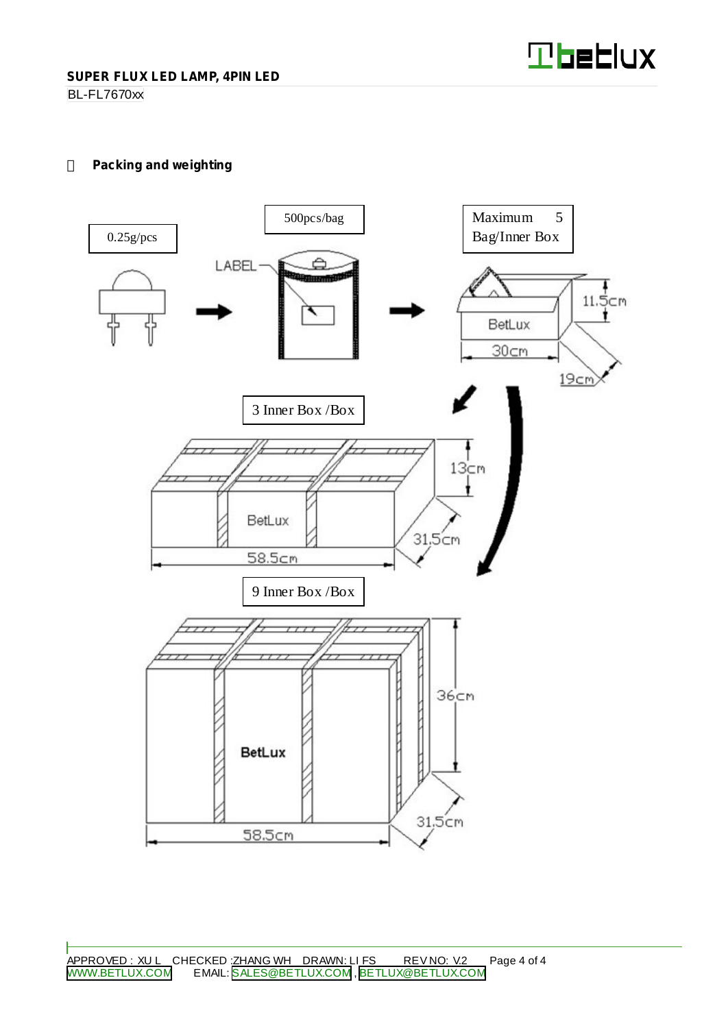## Packing and weighting

0.25g/pcs

500pcs/bag

LABEL

Maximum 5 Bag/Inner Box

BetLux

11.5cm

30cm

19cm

3 Inner Box /Box

BetLux

13cm

31.5cm

58.5cm

9 Inner Box /Box

BetLux

36cm

31.5cm

58.5cm

APPROVED : XU L CHECKED :ZHANG WH DRAWN: LI FS REV NO: V.2

WWW.BETLUX.COM EMAIL: SALES@BETLUX.COM , BETLUX@BETLUX.COM